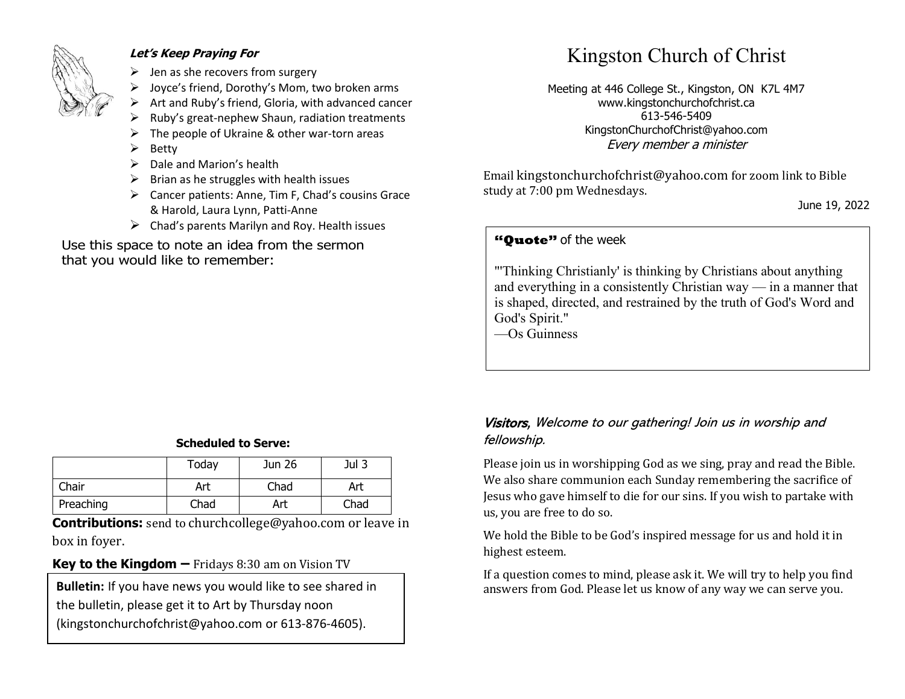***Let's Keep Praying For***

- Jen as she recovers from surgery
- Joyce's friend, Dorothy's Mom, two broken arms
- Art and Ruby's friend, Gloria, with advanced cancer
- Ruby's great-nephew Shaun, radiation treatments
- The people of Ukraine & other war-torn areas
- Betty
- Dale and Marion's health
- Brian as he struggles with health issues
- Cancer patients: Anne, Tim F, Chad's cousins Grace & Harold, Laura Lynn, Patti-Anne
- Chad's parents Marilyn and Roy. Health issues

Use this space to note an idea from the sermon that you would like to remember:

**Scheduled to Serve:**

| | Today | Jun 26 | Jul 3 |
|---|---|---|---|
| Chair | Art | Chad | Art |
| Preaching | Chad | Art | Chad |

**Contributions:** send to churchcollege@yahoo.com or leave in box in foyer.

**Key to the Kingdom –** Fridays 8:30 am on Vision TV

**Bulletin:** If you have news you would like to see shared in the bulletin, please get it to Art by Thursday noon (kingstonchurchofchrist@yahoo.com or 613-876-4605).

# Kingston Church of Christ

Meeting at 446 College St., Kingston, ON K7L 4M7
www.kingstonchurchofchrist.ca
613-546-5409
KingstonChurchofChrist@yahoo.com
*Every member a minister*

Email kingstonchurchofchrist@yahoo.com for zoom link to Bible study at 7:00 pm Wednesdays.

June 19, 2022

**"Quote"** of the week

"'Thinking Christianly' is thinking by Christians about anything and everything in a consistently Christian way — in a manner that is shaped, directed, and restrained by the truth of God's Word and God's Spirit."
—Os Guinness

*Visitors, Welcome to our gathering! Join us in worship and fellowship.*

Please join us in worshipping God as we sing, pray and read the Bible. We also share communion each Sunday remembering the sacrifice of Jesus who gave himself to die for our sins. If you wish to partake with us, you are free to do so.

We hold the Bible to be God's inspired message for us and hold it in highest esteem.

If a question comes to mind, please ask it. We will try to help you find answers from God. Please let us know of any way we can serve you.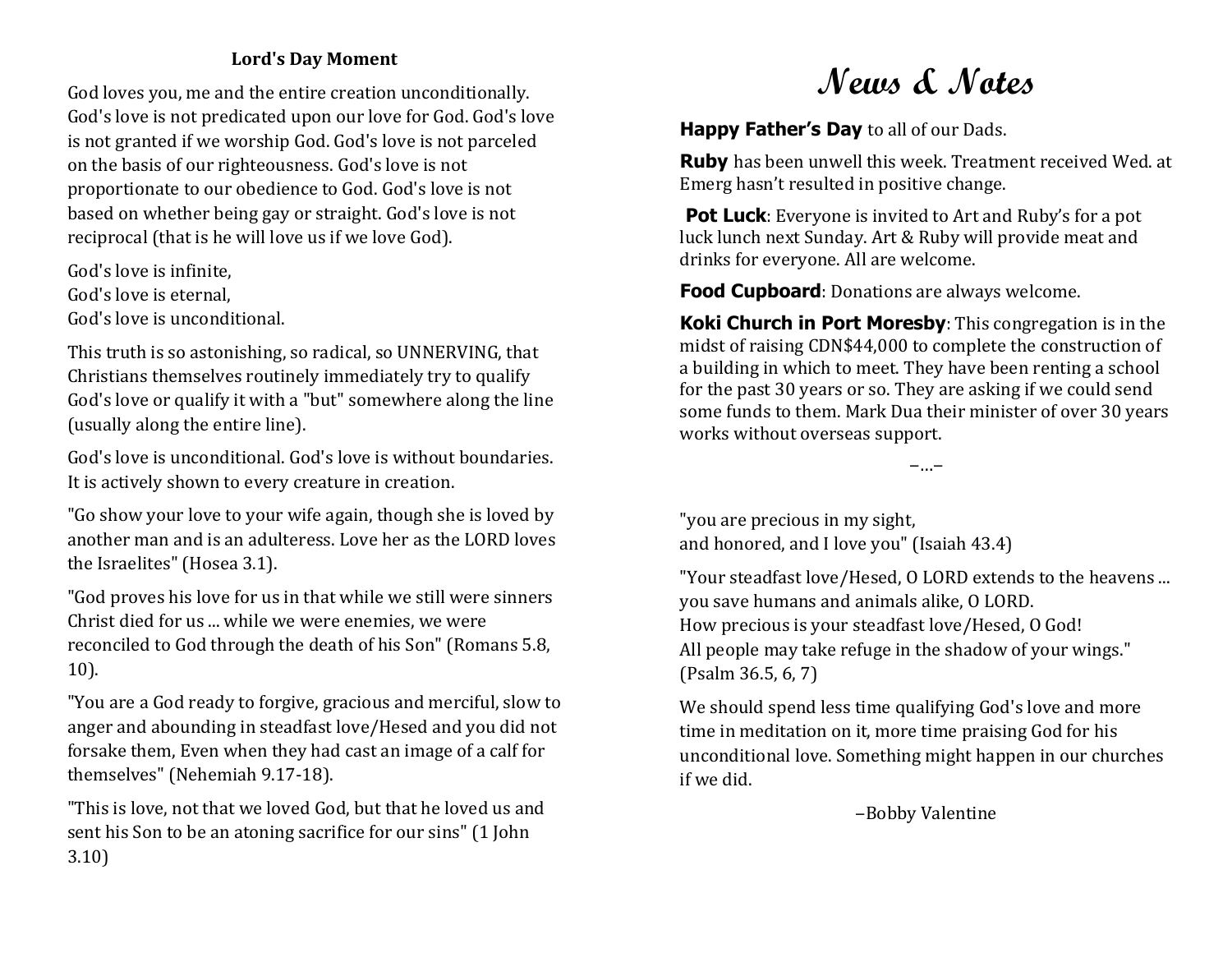### Lord's Day Moment

God loves you, me and the entire creation unconditionally. God's love is not predicated upon our love for God. God's love is not granted if we worship God. God's love is not parceled on the basis of our righteousness. God's love is not proportionate to our obedience to God. God's love is not based on whether being gay or straight. God's love is not reciprocal (that is he will love us if we love God).

God's love is infinite,
God's love is eternal,
God's love is unconditional.

This truth is so astonishing, so radical, so UNNERVING, that Christians themselves routinely immediately try to qualify God's love or qualify it with a "but" somewhere along the line (usually along the entire line).

God's love is unconditional. God's love is without boundaries. It is actively shown to every creature in creation.

"Go show your love to your wife again, though she is loved by another man and is an adulteress. Love her as the LORD loves the Israelites" (Hosea 3.1).

"God proves his love for us in that while we still were sinners Christ died for us ... while we were enemies, we were reconciled to God through the death of his Son" (Romans 5.8, 10).

"You are a God ready to forgive, gracious and merciful, slow to anger and abounding in steadfast love/Hesed and you did not forsake them, Even when they had cast an image of a calf for themselves" (Nehemiah 9.17-18).

"This is love, not that we loved God, but that he loved us and sent his Son to be an atoning sacrifice for our sins" (1 John 3.10)

"you are precious in my sight,
and honored, and I love you" (Isaiah 43.4)

"Your steadfast love/Hesed, O LORD extends to the heavens ...
you save humans and animals alike, O LORD.
How precious is your steadfast love/Hesed, O God!
All people may take refuge in the shadow of your wings."
(Psalm 36.5, 6, 7)

We should spend less time qualifying God's love and more time in meditation on it, more time praising God for his unconditional love. Something might happen in our churches if we did.

–Bobby Valentine

# *News & Notes*

**Happy Father's Day** to all of our Dads.

**Ruby** has been unwell this week. Treatment received Wed. at Emerg hasn't resulted in positive change.

**Pot Luck**: Everyone is invited to Art and Ruby's for a pot luck lunch next Sunday. Art & Ruby will provide meat and drinks for everyone. All are welcome.

**Food Cupboard**: Donations are always welcome.

**Koki Church in Port Moresby**: This congregation is in the midst of raising CDN$44,000 to complete the construction of a building in which to meet. They have been renting a school for the past 30 years or so. They are asking if we could send some funds to them. Mark Dua their minister of over 30 years works without overseas support.

–...–